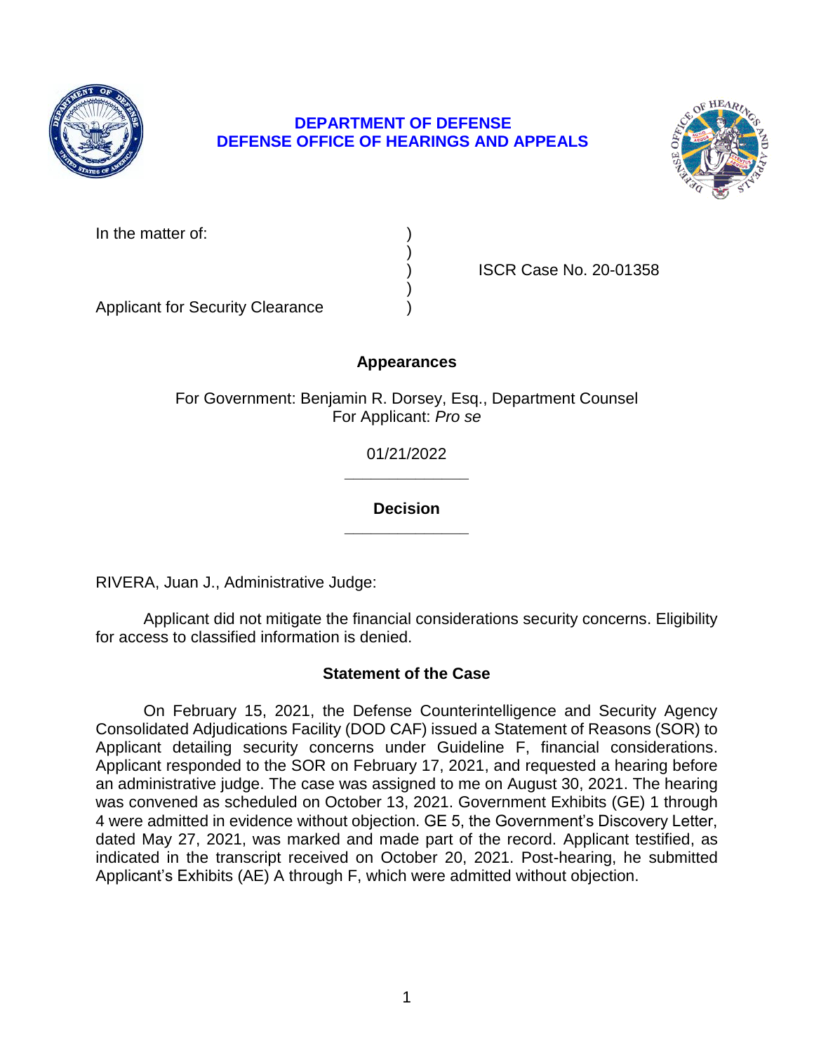# DEPARTMENT OF DEFENSE
# DEFENSE OFFICE OF HEARINGS AND APPEALS

| | | |
|---|---|---|
| In the matter of: | ) | |
| | ) | |
| | ) | ISCR Case No. 20-01358 |
| | ) | |
| Applicant for Security Clearance | ) | |

## Appearances

For Government: Benjamin R. Dorsey, Esq., Department Counsel
For Applicant: *Pro se*

01/21/2022

______________

## Decision

______________

RIVERA, Juan J., Administrative Judge:

Applicant did not mitigate the financial considerations security concerns. Eligibility for access to classified information is denied.

## Statement of the Case

On February 15, 2021, the Defense Counterintelligence and Security Agency Consolidated Adjudications Facility (DOD CAF) issued a Statement of Reasons (SOR) to Applicant detailing security concerns under Guideline F, financial considerations. Applicant responded to the SOR on February 17, 2021, and requested a hearing before an administrative judge. The case was assigned to me on August 30, 2021. The hearing was convened as scheduled on October 13, 2021. Government Exhibits (GE) 1 through 4 were admitted in evidence without objection. GE 5, the Government's Discovery Letter, dated May 27, 2021, was marked and made part of the record. Applicant testified, as indicated in the transcript received on October 20, 2021. Post-hearing, he submitted Applicant's Exhibits (AE) A through F, which were admitted without objection.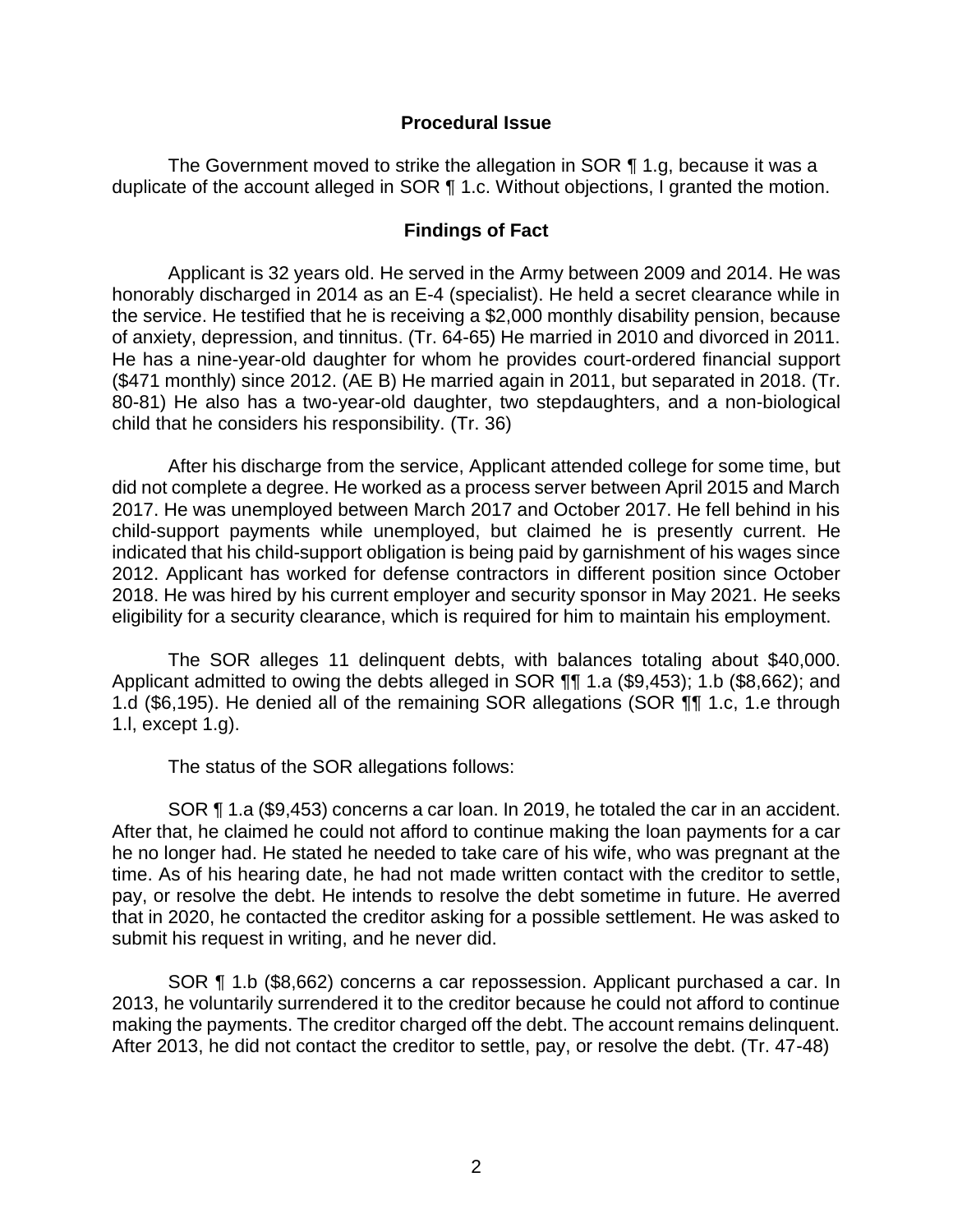## Procedural Issue

The Government moved to strike the allegation in SOR ¶ 1.g, because it was a duplicate of the account alleged in SOR ¶ 1.c. Without objections, I granted the motion.

## Findings of Fact

Applicant is 32 years old. He served in the Army between 2009 and 2014. He was honorably discharged in 2014 as an E-4 (specialist). He held a secret clearance while in the service. He testified that he is receiving a $2,000 monthly disability pension, because of anxiety, depression, and tinnitus. (Tr. 64-65) He married in 2010 and divorced in 2011. He has a nine-year-old daughter for whom he provides court-ordered financial support ($471 monthly) since 2012. (AE B) He married again in 2011, but separated in 2018. (Tr. 80-81) He also has a two-year-old daughter, two stepdaughters, and a non-biological child that he considers his responsibility. (Tr. 36)

After his discharge from the service, Applicant attended college for some time, but did not complete a degree. He worked as a process server between April 2015 and March 2017. He was unemployed between March 2017 and October 2017. He fell behind in his child-support payments while unemployed, but claimed he is presently current. He indicated that his child-support obligation is being paid by garnishment of his wages since 2012. Applicant has worked for defense contractors in different position since October 2018. He was hired by his current employer and security sponsor in May 2021. He seeks eligibility for a security clearance, which is required for him to maintain his employment.

The SOR alleges 11 delinquent debts, with balances totaling about $40,000. Applicant admitted to owing the debts alleged in SOR ¶¶ 1.a ($9,453); 1.b ($8,662); and 1.d ($6,195). He denied all of the remaining SOR allegations (SOR ¶¶ 1.c, 1.e through 1.l, except 1.g).

The status of the SOR allegations follows:

SOR ¶ 1.a ($9,453) concerns a car loan. In 2019, he totaled the car in an accident. After that, he claimed he could not afford to continue making the loan payments for a car he no longer had. He stated he needed to take care of his wife, who was pregnant at the time. As of his hearing date, he had not made written contact with the creditor to settle, pay, or resolve the debt. He intends to resolve the debt sometime in future. He averred that in 2020, he contacted the creditor asking for a possible settlement. He was asked to submit his request in writing, and he never did.

SOR ¶ 1.b ($8,662) concerns a car repossession. Applicant purchased a car. In 2013, he voluntarily surrendered it to the creditor because he could not afford to continue making the payments. The creditor charged off the debt. The account remains delinquent. After 2013, he did not contact the creditor to settle, pay, or resolve the debt. (Tr. 47-48)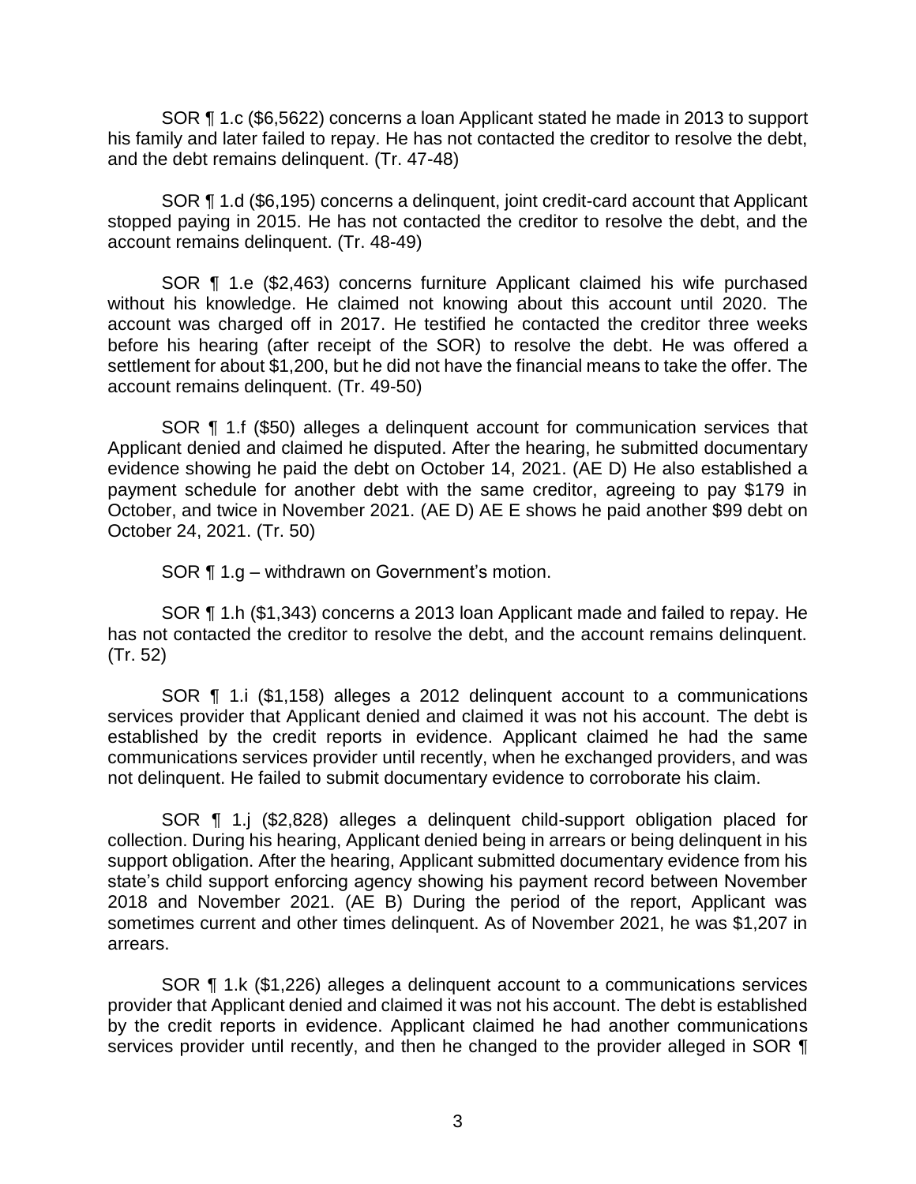SOR ¶ 1.c ($6,5622) concerns a loan Applicant stated he made in 2013 to support his family and later failed to repay. He has not contacted the creditor to resolve the debt, and the debt remains delinquent. (Tr. 47-48)

SOR ¶ 1.d ($6,195) concerns a delinquent, joint credit-card account that Applicant stopped paying in 2015. He has not contacted the creditor to resolve the debt, and the account remains delinquent. (Tr. 48-49)

SOR ¶ 1.e ($2,463) concerns furniture Applicant claimed his wife purchased without his knowledge. He claimed not knowing about this account until 2020. The account was charged off in 2017. He testified he contacted the creditor three weeks before his hearing (after receipt of the SOR) to resolve the debt. He was offered a settlement for about $1,200, but he did not have the financial means to take the offer. The account remains delinquent. (Tr. 49-50)

SOR ¶ 1.f ($50) alleges a delinquent account for communication services that Applicant denied and claimed he disputed. After the hearing, he submitted documentary evidence showing he paid the debt on October 14, 2021. (AE D) He also established a payment schedule for another debt with the same creditor, agreeing to pay $179 in October, and twice in November 2021. (AE D) AE E shows he paid another $99 debt on October 24, 2021. (Tr. 50)

SOR ¶ 1.g – withdrawn on Government's motion.

SOR ¶ 1.h ($1,343) concerns a 2013 loan Applicant made and failed to repay. He has not contacted the creditor to resolve the debt, and the account remains delinquent. (Tr. 52)

SOR ¶ 1.i ($1,158) alleges a 2012 delinquent account to a communications services provider that Applicant denied and claimed it was not his account. The debt is established by the credit reports in evidence. Applicant claimed he had the same communications services provider until recently, when he exchanged providers, and was not delinquent. He failed to submit documentary evidence to corroborate his claim.

SOR ¶ 1.j ($2,828) alleges a delinquent child-support obligation placed for collection. During his hearing, Applicant denied being in arrears or being delinquent in his support obligation. After the hearing, Applicant submitted documentary evidence from his state's child support enforcing agency showing his payment record between November 2018 and November 2021. (AE B) During the period of the report, Applicant was sometimes current and other times delinquent. As of November 2021, he was $1,207 in arrears.

SOR ¶ 1.k ($1,226) alleges a delinquent account to a communications services provider that Applicant denied and claimed it was not his account. The debt is established by the credit reports in evidence. Applicant claimed he had another communications services provider until recently, and then he changed to the provider alleged in SOR ¶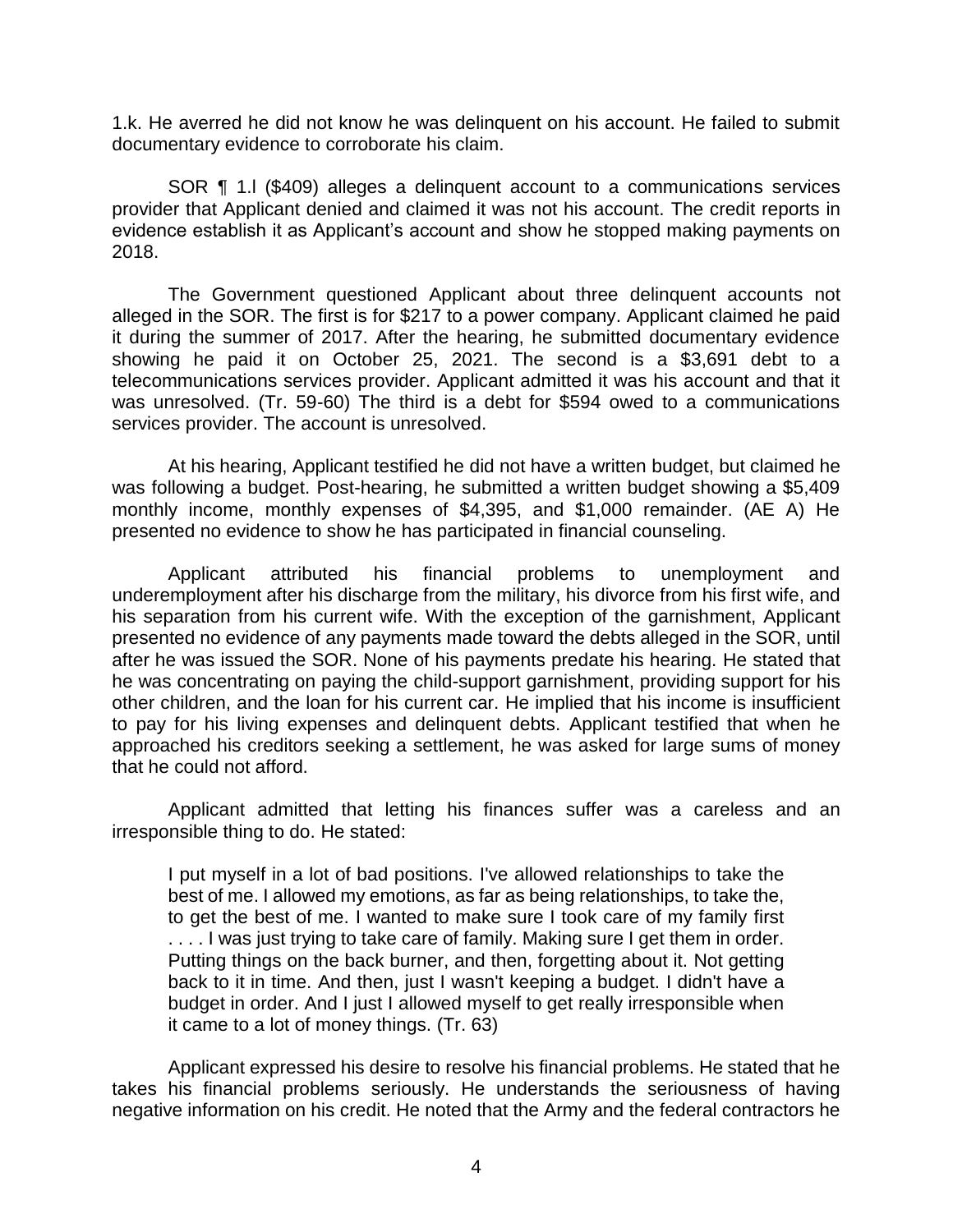1.k. He averred he did not know he was delinquent on his account. He failed to submit documentary evidence to corroborate his claim.

SOR ¶ 1.l ($409) alleges a delinquent account to a communications services provider that Applicant denied and claimed it was not his account. The credit reports in evidence establish it as Applicant's account and show he stopped making payments on 2018.

The Government questioned Applicant about three delinquent accounts not alleged in the SOR. The first is for $217 to a power company. Applicant claimed he paid it during the summer of 2017. After the hearing, he submitted documentary evidence showing he paid it on October 25, 2021. The second is a $3,691 debt to a telecommunications services provider. Applicant admitted it was his account and that it was unresolved. (Tr. 59-60) The third is a debt for $594 owed to a communications services provider. The account is unresolved.

At his hearing, Applicant testified he did not have a written budget, but claimed he was following a budget. Post-hearing, he submitted a written budget showing a $5,409 monthly income, monthly expenses of $4,395, and $1,000 remainder. (AE A) He presented no evidence to show he has participated in financial counseling.

Applicant attributed his financial problems to unemployment and underemployment after his discharge from the military, his divorce from his first wife, and his separation from his current wife. With the exception of the garnishment, Applicant presented no evidence of any payments made toward the debts alleged in the SOR, until after he was issued the SOR. None of his payments predate his hearing. He stated that he was concentrating on paying the child-support garnishment, providing support for his other children, and the loan for his current car. He implied that his income is insufficient to pay for his living expenses and delinquent debts. Applicant testified that when he approached his creditors seeking a settlement, he was asked for large sums of money that he could not afford.

Applicant admitted that letting his finances suffer was a careless and an irresponsible thing to do. He stated:

> I put myself in a lot of bad positions. I've allowed relationships to take the best of me. I allowed my emotions, as far as being relationships, to take the, to get the best of me. I wanted to make sure I took care of my family first . . . . I was just trying to take care of family. Making sure I get them in order. Putting things on the back burner, and then, forgetting about it. Not getting back to it in time. And then, just I wasn't keeping a budget. I didn't have a budget in order. And I just I allowed myself to get really irresponsible when it came to a lot of money things. (Tr. 63)

Applicant expressed his desire to resolve his financial problems. He stated that he takes his financial problems seriously. He understands the seriousness of having negative information on his credit. He noted that the Army and the federal contractors he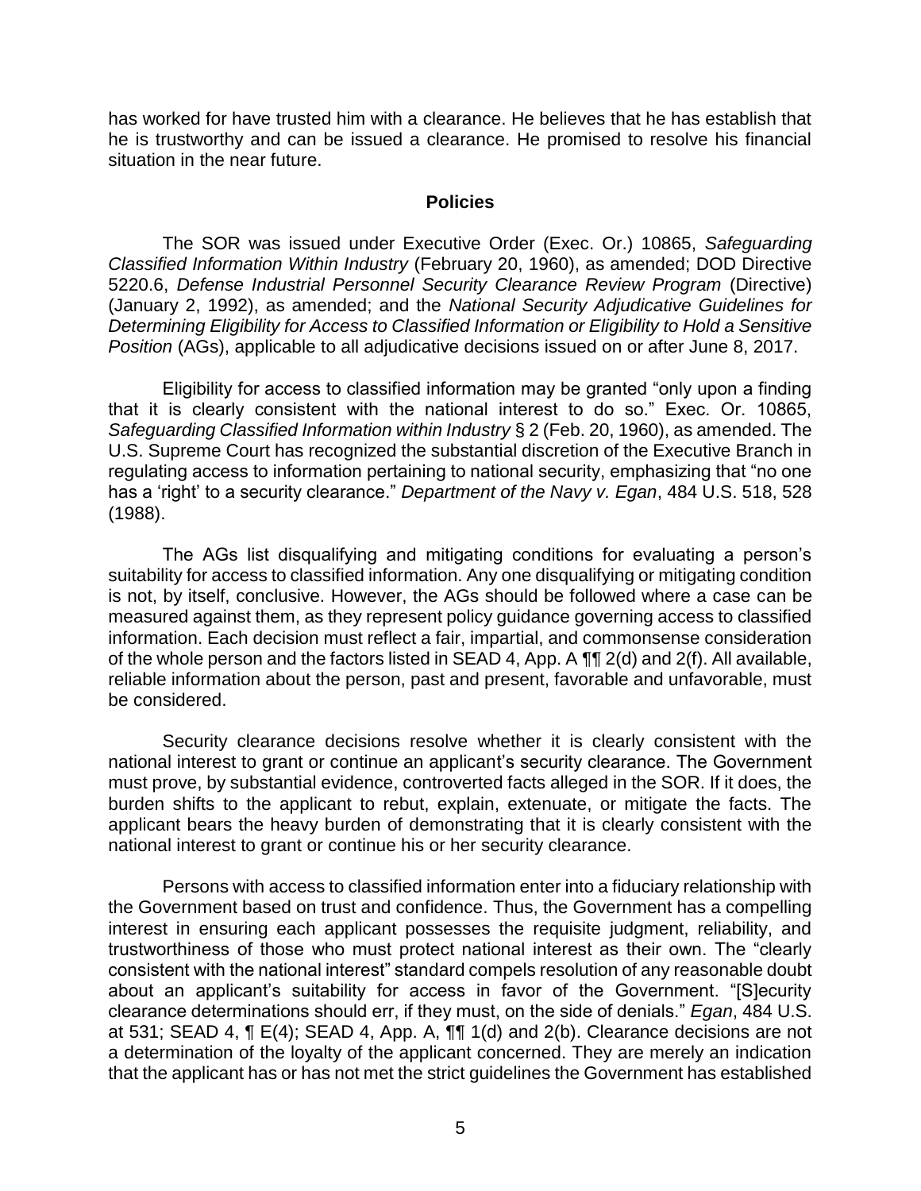has worked for have trusted him with a clearance. He believes that he has establish that he is trustworthy and can be issued a clearance. He promised to resolve his financial situation in the near future.

## Policies

The SOR was issued under Executive Order (Exec. Or.) 10865, *Safeguarding Classified Information Within Industry* (February 20, 1960), as amended; DOD Directive 5220.6, *Defense Industrial Personnel Security Clearance Review Program* (Directive) (January 2, 1992), as amended; and the *National Security Adjudicative Guidelines for Determining Eligibility for Access to Classified Information or Eligibility to Hold a Sensitive Position* (AGs), applicable to all adjudicative decisions issued on or after June 8, 2017.

Eligibility for access to classified information may be granted "only upon a finding that it is clearly consistent with the national interest to do so." Exec. Or. 10865, *Safeguarding Classified Information within Industry* § 2 (Feb. 20, 1960), as amended. The U.S. Supreme Court has recognized the substantial discretion of the Executive Branch in regulating access to information pertaining to national security, emphasizing that "no one has a 'right' to a security clearance." *Department of the Navy v. Egan*, 484 U.S. 518, 528 (1988).

The AGs list disqualifying and mitigating conditions for evaluating a person's suitability for access to classified information. Any one disqualifying or mitigating condition is not, by itself, conclusive. However, the AGs should be followed where a case can be measured against them, as they represent policy guidance governing access to classified information. Each decision must reflect a fair, impartial, and commonsense consideration of the whole person and the factors listed in SEAD 4, App. A ¶¶ 2(d) and 2(f). All available, reliable information about the person, past and present, favorable and unfavorable, must be considered.

Security clearance decisions resolve whether it is clearly consistent with the national interest to grant or continue an applicant's security clearance. The Government must prove, by substantial evidence, controverted facts alleged in the SOR. If it does, the burden shifts to the applicant to rebut, explain, extenuate, or mitigate the facts. The applicant bears the heavy burden of demonstrating that it is clearly consistent with the national interest to grant or continue his or her security clearance.

Persons with access to classified information enter into a fiduciary relationship with the Government based on trust and confidence. Thus, the Government has a compelling interest in ensuring each applicant possesses the requisite judgment, reliability, and trustworthiness of those who must protect national interest as their own. The "clearly consistent with the national interest" standard compels resolution of any reasonable doubt about an applicant's suitability for access in favor of the Government. "[S]ecurity clearance determinations should err, if they must, on the side of denials." *Egan*, 484 U.S. at 531; SEAD 4, ¶ E(4); SEAD 4, App. A, ¶¶ 1(d) and 2(b). Clearance decisions are not a determination of the loyalty of the applicant concerned. They are merely an indication that the applicant has or has not met the strict guidelines the Government has established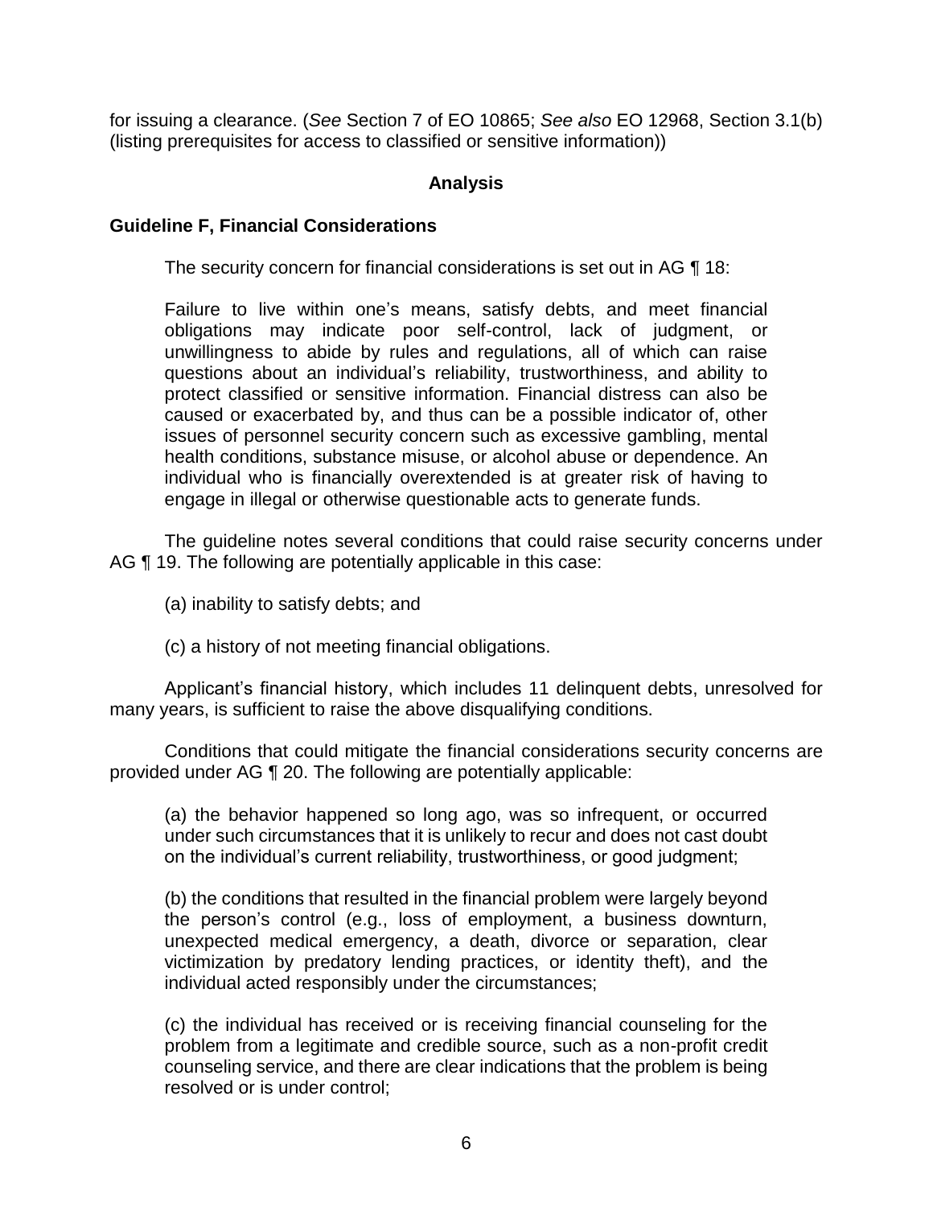for issuing a clearance. (*See* Section 7 of EO 10865; *See also* EO 12968, Section 3.1(b) (listing prerequisites for access to classified or sensitive information))

## Analysis

### Guideline F, Financial Considerations

The security concern for financial considerations is set out in AG ¶ 18:

> Failure to live within one's means, satisfy debts, and meet financial obligations may indicate poor self-control, lack of judgment, or unwillingness to abide by rules and regulations, all of which can raise questions about an individual's reliability, trustworthiness, and ability to protect classified or sensitive information. Financial distress can also be caused or exacerbated by, and thus can be a possible indicator of, other issues of personnel security concern such as excessive gambling, mental health conditions, substance misuse, or alcohol abuse or dependence. An individual who is financially overextended is at greater risk of having to engage in illegal or otherwise questionable acts to generate funds.

The guideline notes several conditions that could raise security concerns under AG ¶ 19. The following are potentially applicable in this case:

> (a) inability to satisfy debts; and
>
> (c) a history of not meeting financial obligations.

Applicant's financial history, which includes 11 delinquent debts, unresolved for many years, is sufficient to raise the above disqualifying conditions.

Conditions that could mitigate the financial considerations security concerns are provided under AG ¶ 20. The following are potentially applicable:

> (a) the behavior happened so long ago, was so infrequent, or occurred under such circumstances that it is unlikely to recur and does not cast doubt on the individual's current reliability, trustworthiness, or good judgment;
>
> (b) the conditions that resulted in the financial problem were largely beyond the person's control (e.g., loss of employment, a business downturn, unexpected medical emergency, a death, divorce or separation, clear victimization by predatory lending practices, or identity theft), and the individual acted responsibly under the circumstances;
>
> (c) the individual has received or is receiving financial counseling for the problem from a legitimate and credible source, such as a non-profit credit counseling service, and there are clear indications that the problem is being resolved or is under control;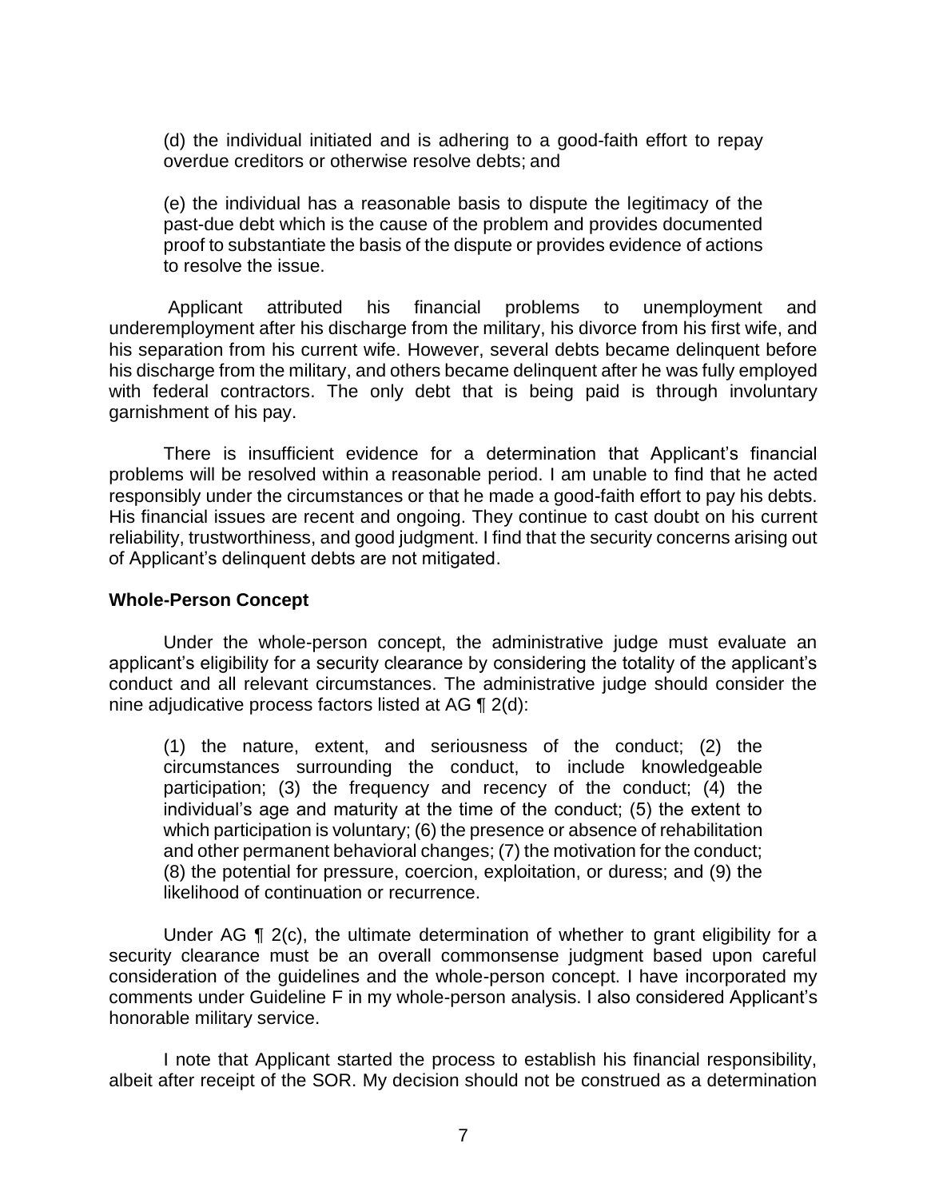> (d) the individual initiated and is adhering to a good-faith effort to repay overdue creditors or otherwise resolve debts; and
>
> (e) the individual has a reasonable basis to dispute the legitimacy of the past-due debt which is the cause of the problem and provides documented proof to substantiate the basis of the dispute or provides evidence of actions to resolve the issue.

Applicant attributed his financial problems to unemployment and underemployment after his discharge from the military, his divorce from his first wife, and his separation from his current wife. However, several debts became delinquent before his discharge from the military, and others became delinquent after he was fully employed with federal contractors. The only debt that is being paid is through involuntary garnishment of his pay.

There is insufficient evidence for a determination that Applicant's financial problems will be resolved within a reasonable period. I am unable to find that he acted responsibly under the circumstances or that he made a good-faith effort to pay his debts. His financial issues are recent and ongoing. They continue to cast doubt on his current reliability, trustworthiness, and good judgment. I find that the security concerns arising out of Applicant's delinquent debts are not mitigated.

**Whole-Person Concept**

Under the whole-person concept, the administrative judge must evaluate an applicant's eligibility for a security clearance by considering the totality of the applicant's conduct and all relevant circumstances. The administrative judge should consider the nine adjudicative process factors listed at AG ¶ 2(d):

> (1) the nature, extent, and seriousness of the conduct; (2) the circumstances surrounding the conduct, to include knowledgeable participation; (3) the frequency and recency of the conduct; (4) the individual's age and maturity at the time of the conduct; (5) the extent to which participation is voluntary; (6) the presence or absence of rehabilitation and other permanent behavioral changes; (7) the motivation for the conduct; (8) the potential for pressure, coercion, exploitation, or duress; and (9) the likelihood of continuation or recurrence.

Under AG ¶ 2(c), the ultimate determination of whether to grant eligibility for a security clearance must be an overall commonsense judgment based upon careful consideration of the guidelines and the whole-person concept. I have incorporated my comments under Guideline F in my whole-person analysis. I also considered Applicant's honorable military service.

I note that Applicant started the process to establish his financial responsibility, albeit after receipt of the SOR. My decision should not be construed as a determination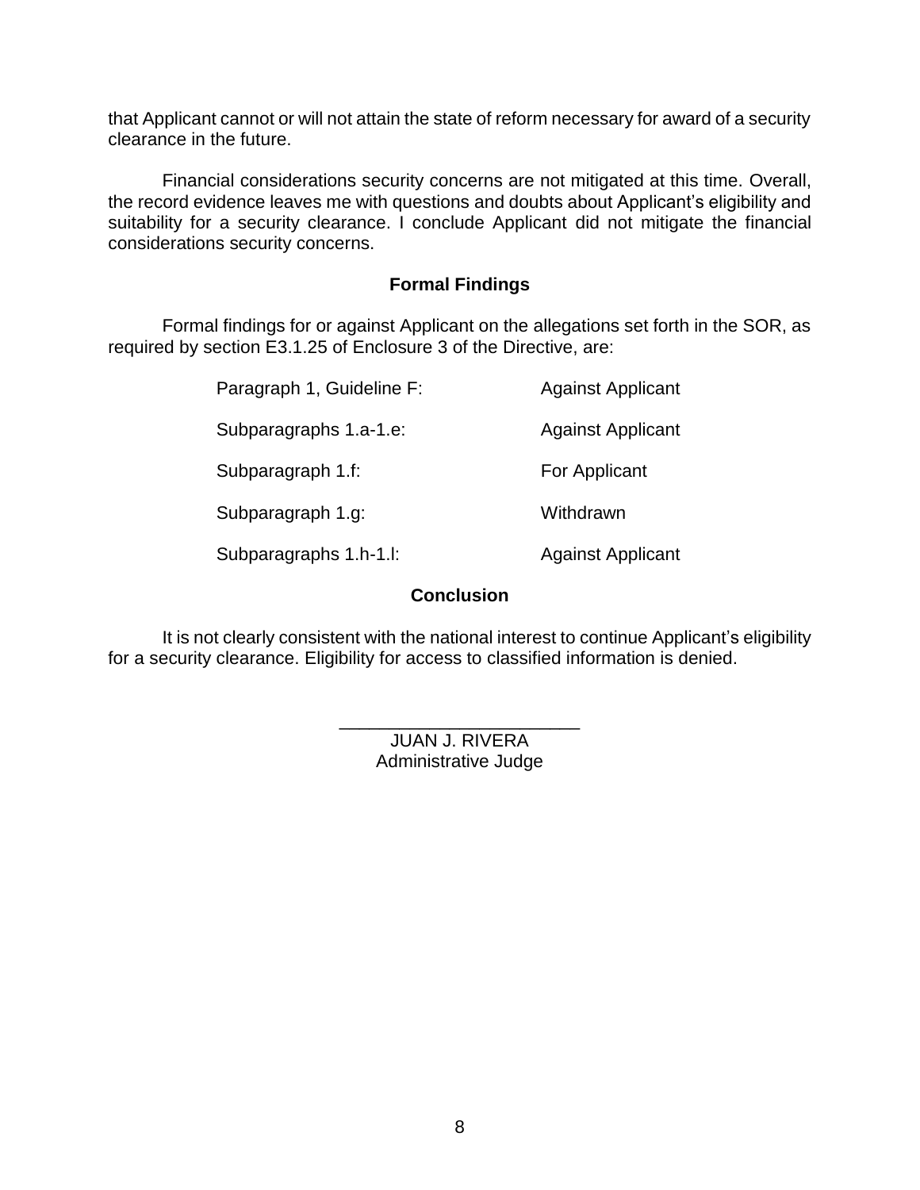that Applicant cannot or will not attain the state of reform necessary for award of a security clearance in the future.

Financial considerations security concerns are not mitigated at this time. Overall, the record evidence leaves me with questions and doubts about Applicant's eligibility and suitability for a security clearance. I conclude Applicant did not mitigate the financial considerations security concerns.

## Formal Findings

Formal findings for or against Applicant on the allegations set forth in the SOR, as required by section E3.1.25 of Enclosure 3 of the Directive, are:

| | |
|---|---|
| Paragraph 1, Guideline F: | Against Applicant |
| Subparagraphs 1.a-1.e: | Against Applicant |
| Subparagraph 1.f: | For Applicant |
| Subparagraph 1.g: | Withdrawn |
| Subparagraphs 1.h-1.l: | Against Applicant |

## Conclusion

It is not clearly consistent with the national interest to continue Applicant's eligibility for a security clearance. Eligibility for access to classified information is denied.

\_\_\_\_\_\_\_\_\_\_\_\_\_\_\_\_\_\_\_\_\_\_\_\_

JUAN J. RIVERA
Administrative Judge